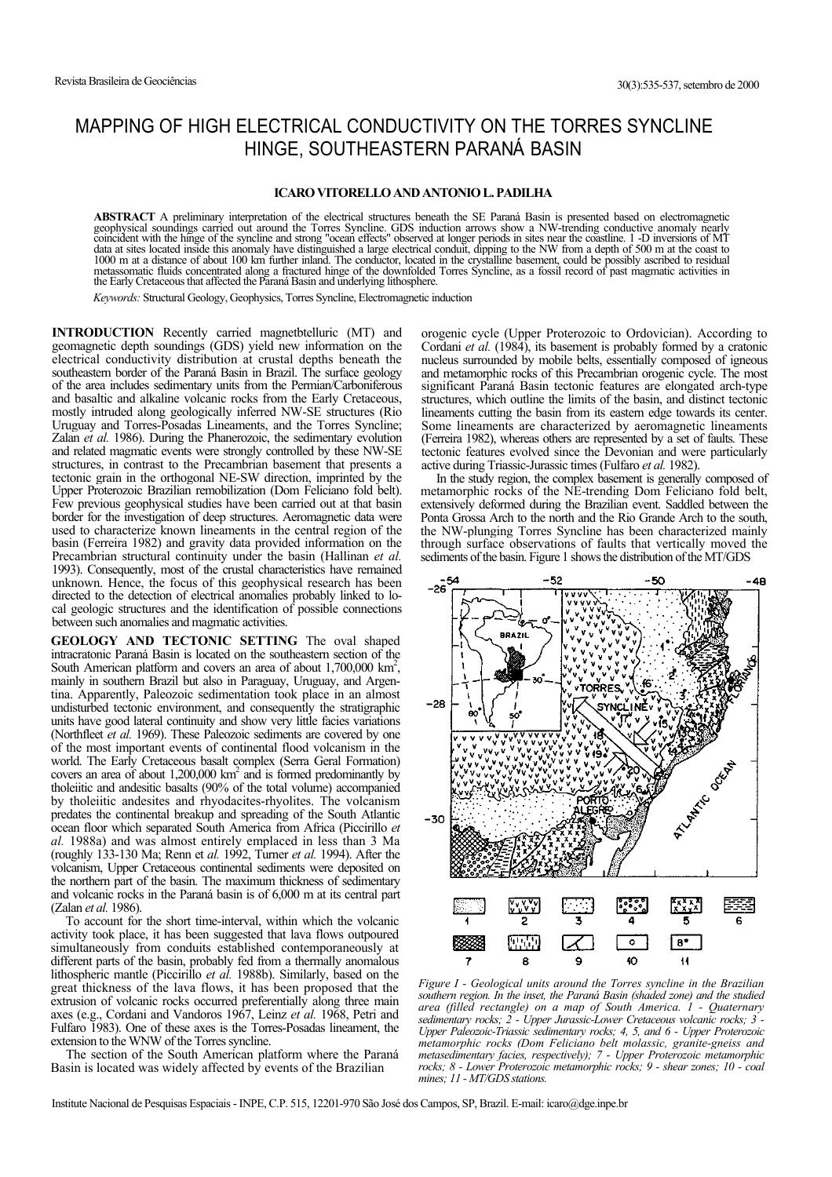# MAPPING OF HIGH ELECTRICAL CONDUCTIVITY ON THE TORRES SYNCLINE HINGE, SOUTHEASTERN PARANÁ BASIN

**ICARO VITORELLO AND ANTONIO L. PADILHA**

**ABSTRACT** A preliminary interpretation of the electrical structures beneath the SE Paraná Basin is presented based on electromagnetic geophysical soundings carried out around the Torres Syncline. GDS induction arrows show a NW-trending conductive anomaly nearly coincident with the hinge of the syncline and strong "ocean effects" observed at longer periods in sites near the coastline. 1 -D inversions of MT data at sites located inside this anomaly have distinguished a large electrical conduit, dipping to the NW from a depth of 500 m at the coast to 1000 m at a distance of about 100 km further inland. The conductor, located in the crystalline basement, could be possibly ascribed to residual metassomatic fluids concentrated along a fractured hinge of the downfolded Torres Syncline, as a fossil record of past magmatic activities in the Early Cretaceous that affected the Paraná Basin and underlying lithosphere.

*Keywords:* Structural Geology, Geophysics, Torres Syncline, Electromagnetic induction

**INTRODUCTION** Recently carried magnetbtelluric (MT) and geomagnetic depth soundings (GDS) yield new information on the electrical conductivity distribution at crustal depths beneath the southeastern border of the Paraná Basin in Brazil. The surface geology of the area includes sedimentary units from the Permian/Carboniferous and basaltic and alkaline volcanic rocks from the Early Cretaceous, mostly intruded along geologically inferred NW-SE structures (Rio Uruguay and Torres-Posadas Lineaments, and the Torres Syncline; Zalan *et al.* 1986). During the Phanerozoic, the sedimentary evolution and related magmatic events were strongly controlled by these NW-SE structures, in contrast to the Precambrian basement that presents a tectonic grain in the orthogonal NE-SW direction, imprinted by the Upper Proterozoic Brazilian remobilization (Dom Feliciano fold belt). Few previous geophysical studies have been carried out at that basin border for the investigation of deep structures. Aeromagnetic data were used to characterize known lineaments in the central region of the basin (Ferreira 1982) and gravity data provided information on the Precambrian structural continuity under the basin (Hallinan *et al.* 1993). Consequently, most of the crustal characteristics have remained unknown. Hence, the focus of this geophysical research has been directed to the detection of electrical anomalies probably linked to local geologic structures and the identification of possible connections between such anomalies and magmatic activities.

**GEOLOGY AND TECTONIC SETTING** The oval shaped intracratonic Paraná Basin is located on the southeastern section of the South American platform and covers an area of about 1,700,000 km$^2$, mainly in southern Brazil but also in Paraguay, Uruguay, and Argentina. Apparently, Paleozoic sedimentation took place in an almost undisturbed tectonic environment, and consequently the stratigraphic units have good lateral continuity and show very little facies variations (Northfleet *et al.* 1969). These Paleozoic sediments are covered by one of the most important events of continental flood volcanism in the world. The Early Cretaceous basalt complex (Serra Geral Formation) covers an area of about 1,200,000 km$^2$ and is formed predominantly by tholeiitic and andesitic basalts (90% of the total volume) accompanied by tholeiitic andesites and rhyodacites-rhyolites. The volcanism predates the continental breakup and spreading of the South Atlantic ocean floor which separated South America from Africa (Piccirillo *et al.* 1988a) and was almost entirely emplaced in less than 3 Ma (roughly 133-130 Ma; Renn et al. 1992, Turner *et al.* 1994). After the volcanism, Upper Cretaceous continental sediments were deposited on the northern part of the basin. The maximum thickness of sedimentary and volcanic rocks in the Paraná basin is of 6,000 m at its central part (Zalan *et al.* 1986).

To account for the short time-interval, within which the volcanic activity took place, it has been suggested that lava flows outpoured simultaneously from conduits established contemporaneously at different parts of the basin, probably fed from a thermally anomalous lithospheric mantle (Piccirillo *et al.* 1988b). Similarly, based on the great thickness of the lava flows, it has been proposed that the extrusion of volcanic rocks occurred preferentially along three main axes (e.g., Cordani and Vandoros 1967, Leinz *et al.* 1968, Petri and Fulfaro 1983). One of these axes is the Torres-Posadas lineament, the extension to the WNW of the Torres syncline.

The section of the South American platform where the Paraná Basin is located was widely affected by events of the Brazilian orogenic cycle (Upper Proterozoic to Ordovician). According to Cordani *et al.* (1984), its basement is probably formed by a cratonic nucleus surrounded by mobile belts, essentially composed of igneous and metamorphic rocks of this Precambrian orogenic cycle. The most significant Paraná Basin tectonic features are elongated arch-type structures, which outline the limits of the basin, and distinct tectonic lineaments cutting the basin from its eastern edge towards its center. Some lineaments are characterized by aeromagnetic lineaments (Ferreira 1982), whereas others are represented by a set of faults. These tectonic features evolved since the Devonian and were particularly active during Triassic-Jurassic times (Fulfaro *et al.* 1982).

In the study region, the complex basement is generally composed of metamorphic rocks of the NE-trending Dom Feliciano fold belt, extensively deformed during the Brazilian event. Saddled between the Ponta Grossa Arch to the north and the Rio Grande Arch to the south, the NW-plunging Torres Syncline has been characterized mainly through surface observations of faults that vertically moved the sediments of the basin. Figure 1 shows the distribution of the MT/GDS

*Figure 1 - Geological units around the Torres syncline in the Brazilian southern region. In the inset, the Paraná Basin (shaded zone) and the studied area (filled rectangle) on a map of South America. 1 - Quaternary sedimentary rocks; 2 - Upper Jurassic-Lower Cretaceous volcanic rocks; 3 - Upper Paleozoic-Triassic sedimentary rocks; 4, 5, and 6 - Upper Proterozoic metamorphic rocks (Dom Feliciano belt molassic, granite-gneiss and metasedimentary facies, respectively); 7 - Upper Proterozoic metamorphic rocks; 8 - Lower Proterozoic metamorphic rocks; 9 - shear zones; 10 - coal mines; 11 - MT/GDS stations.*

Institute Nacional de Pesquisas Espaciais - INPE, C.P. 515, 12201-970 São José dos Campos, SP, Brazil. E-mail: icaro@dge.inpe.br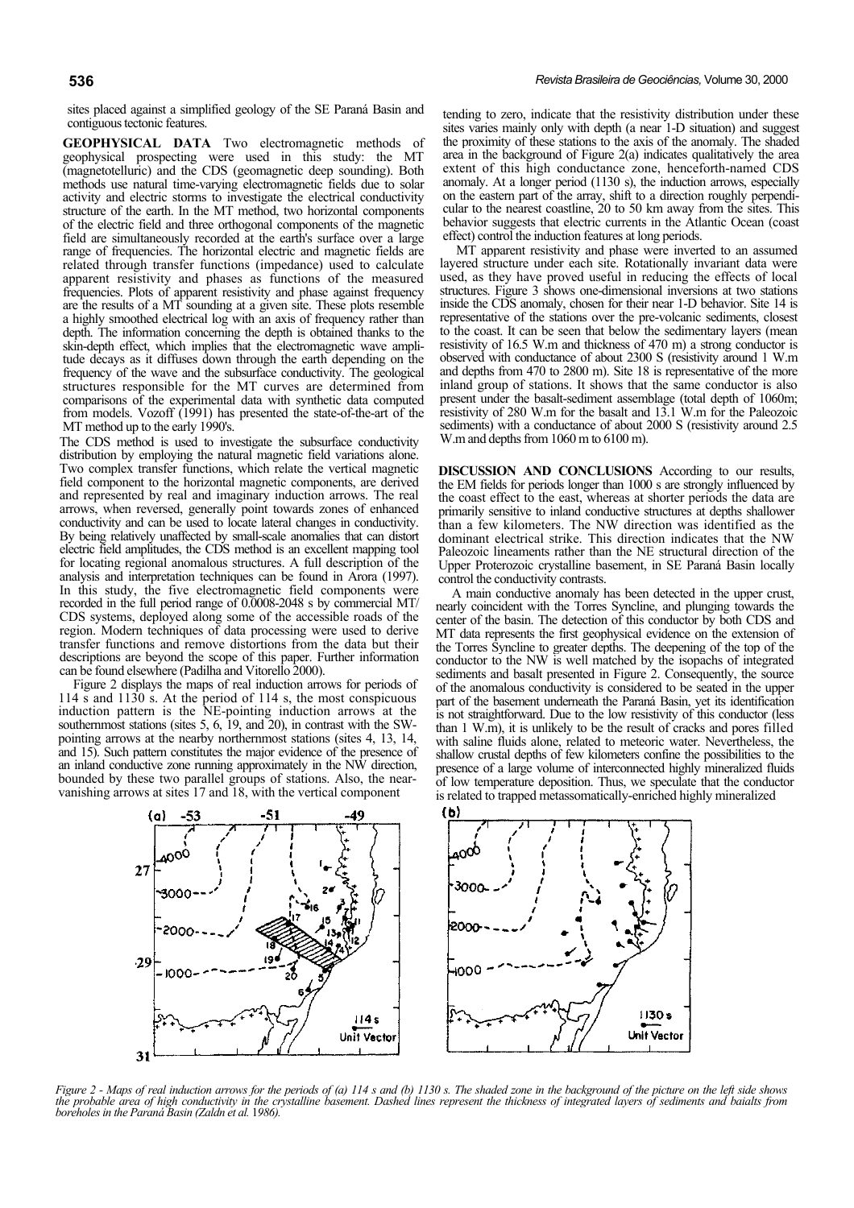sites placed against a simplified geology of the SE Paraná Basin and contiguous tectonic features.

**GEOPHYSICAL DATA** Two electromagnetic methods of geophysical prospecting were used in this study: the MT (magnetotelluric) and the CDS (geomagnetic deep sounding). Both methods use natural time-varying electromagnetic fields due to solar activity and electric storms to investigate the electrical conductivity structure of the earth. In the MT method, two horizontal components of the electric field and three orthogonal components of the magnetic field are simultaneously recorded at the earth's surface over a large range of frequencies. The horizontal electric and magnetic fields are related through transfer functions (impedance) used to calculate apparent resistivity and phases as functions of the measured frequencies. Plots of apparent resistivity and phase against frequency are the results of a MT sounding at a given site. These plots resemble a highly smoothed electrical log with an axis of frequency rather than depth. The information concerning the depth is obtained thanks to the skin-depth effect, which implies that the electromagnetic wave amplitude decays as it diffuses down through the earth depending on the frequency of the wave and the subsurface conductivity. The geological structures responsible for the MT curves are determined from comparisons of the experimental data with synthetic data computed from models. Vozoff (1991) has presented the state-of-the-art of the MT method up to the early 1990's.

The CDS method is used to investigate the subsurface conductivity distribution by employing the natural magnetic field variations alone. Two complex transfer functions, which relate the vertical magnetic field component to the horizontal magnetic components, are derived and represented by real and imaginary induction arrows. The real arrows, when reversed, generally point towards zones of enhanced conductivity and can be used to locate lateral changes in conductivity. By being relatively unaffected by small-scale anomalies that can distort electric field amplitudes, the CDS method is an excellent mapping tool for locating regional anomalous structures. A full description of the analysis and interpretation techniques can be found in Arora (1997). In this study, the five electromagnetic field components were recorded in the full period range of 0.0008-2048 s by commercial MT/CDS systems, deployed along some of the accessible roads of the region. Modern techniques of data processing were used to derive transfer functions and remove distortions from the data but their descriptions are beyond the scope of this paper. Further information can be found elsewhere (Padilha and Vitorello 2000).

Figure 2 displays the maps of real induction arrows for periods of 114 s and 1130 s. At the period of 114 s, the most conspicuous induction pattern is the NE-pointing induction arrows at the southernmost stations (sites 5, 6, 19, and 20), in contrast with the SW-pointing arrows at the nearby northernmost stations (sites 4, 13, 14, and 15). Such pattern constitutes the major evidence of the presence of an inland conductive zone running approximately in the NW direction, bounded by these two parallel groups of stations. Also, the near-vanishing arrows at sites 17 and 18, with the vertical component tending to zero, indicate that the resistivity distribution under these sites varies mainly only with depth (a near 1-D situation) and suggest the proximity of these stations to the axis of the anomaly. The shaded area in the background of Figure 2(a) indicates qualitatively the area extent of this high conductance zone, henceforth-named CDS anomaly. At a longer period (1130 s), the induction arrows, especially on the eastern part of the array, shift to a direction roughly perpendicular to the nearest coastline, 20 to 50 km away from the sites. This behavior suggests that electric currents in the Atlantic Ocean (coast effect) control the induction features at long periods.

MT apparent resistivity and phase were inverted to an assumed layered structure under each site. Rotationally invariant data were used, as they have proved useful in reducing the effects of local structures. Figure 3 shows one-dimensional inversions at two stations inside the CDS anomaly, chosen for their near 1-D behavior. Site 14 is representative of the stations over the pre-volcanic sediments, closest to the coast. It can be seen that below the sedimentary layers (mean resistivity of 16.5 W.m and thickness of 470 m) a strong conductor is observed with conductance of about 2300 S (resistivity around 1 W.m and depths from 470 to 2800 m). Site 18 is representative of the more inland group of stations. It shows that the same conductor is also present under the basalt-sediment assemblage (total depth of 1060m; resistivity of 280 W.m for the basalt and 13.1 W.m for the Paleozoic sediments) with a conductance of about 2000 S (resistivity around 2.5 W.m and depths from 1060 m to 6100 m).

**DISCUSSION AND CONCLUSIONS** According to our results, the EM fields for periods longer than 1000 s are strongly influenced by the coast effect to the east, whereas at shorter periods the data are primarily sensitive to inland conductive structures at depths shallower than a few kilometers. The NW direction was identified as the dominant electrical strike. This direction indicates that the NW Paleozoic lineaments rather than the NE structural direction of the Upper Proterozoic crystalline basement, in SE Paraná Basin locally control the conductivity contrasts.

A main conductive anomaly has been detected in the upper crust, nearly coincident with the Torres Syncline, and plunging towards the center of the basin. The detection of this conductor by both CDS and MT data represents the first geophysical evidence on the extension of the Torres Syncline to greater depths. The deepening of the top of the conductor to the NW is well matched by the isopachs of integrated sediments and basalt presented in Figure 2. Consequently, the source of the anomalous conductivity is considered to be seated in the upper part of the basement underneath the Paraná Basin, yet its identification is not straightforward. Due to the low resistivity of this conductor (less than 1 W.m), it is unlikely to be the result of cracks and pores filled with saline fluids alone, related to meteoric water. Nevertheless, the shallow crustal depths of few kilometers confine the possibilities to the presence of a large volume of interconnected highly mineralized fluids of low temperature deposition. Thus, we speculate that the conductor is related to trapped metassomatically-enriched highly mineralized

*Figure 2 - Maps of real induction arrows for the periods of (a) 114 s and (b) 1130 s. The shaded zone in the background of the picture on the left side shows the probable area of high conductivity in the crystalline basement. Dashed lines represent the thickness of integrated layers of sediments and baialts from boreholes in the Paraná Basin (Zaldn et al. 1986).*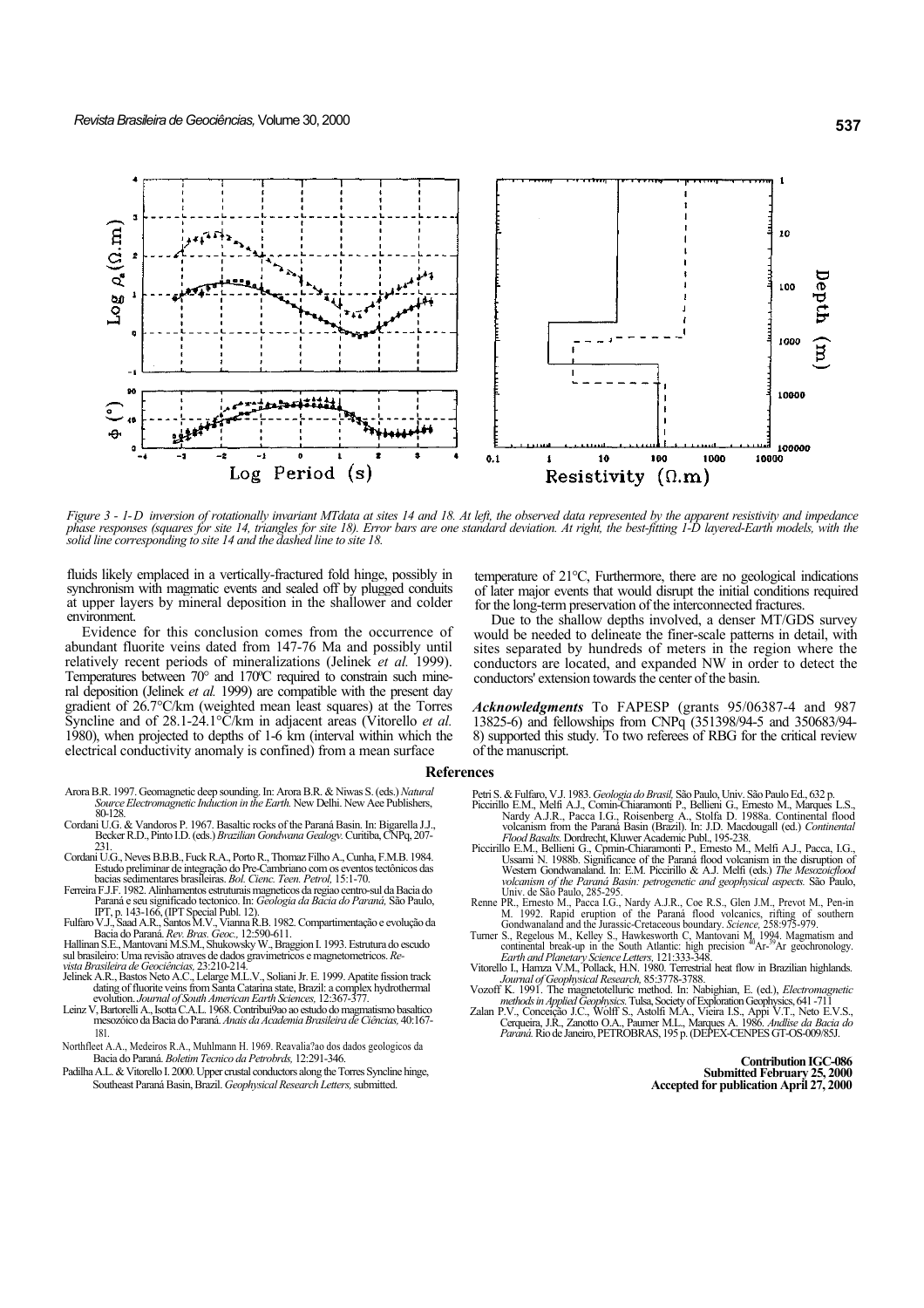Log $\rho_a$ (Ω.m)

Φ (°)

Log Period (s)

Depth (m)

Resistivity (Ω.m)

*Figure 3 - 1-D inversion of rotationally invariant MTdata at sites 14 and 18. At left, the observed data represented by the apparent resistivity and impedance phase responses (squares for site 14, triangles for site 18). Error bars are one standard deviation. At right, the best-fitting 1-D layered-Earth models, with the solid line corresponding to site 14 and the dashed line to site 18.*

fluids likely emplaced in a vertically-fractured fold hinge, possibly in synchronism with magmatic events and sealed off by plugged conduits at upper layers by mineral deposition in the shallower and colder environment.

Evidence for this conclusion comes from the occurrence of abundant fluorite veins dated from 147-76 Ma and possibly until relatively recent periods of mineralizations (Jelinek *et al.* 1999). Temperatures between 70° and 170°C required to constrain such mineral deposition (Jelinek *et al.* 1999) are compatible with the present day gradient of 26.7°C/km (weighted mean least squares) at the Torres Syncline and of 28.1-24.1°C/km in adjacent areas (Vitorello *et al.* 1980), when projected to depths of 1-6 km (interval within which the electrical conductivity anomaly is confined) from a mean surface temperature of 21°C, Furthermore, there are no geological indications of later major events that would disrupt the initial conditions required for the long-term preservation of the interconnected fractures.

Due to the shallow depths involved, a denser MT/GDS survey would be needed to delineate the finer-scale patterns in detail, with sites separated by hundreds of meters in the region where the conductors are located, and expanded NW in order to detect the conductors' extension towards the center of the basin.

***Acknowledgments*** To FAPESP (grants 95/06387-4 and 987 13825-6) and fellowships from CNPq (351398/94-5 and 350683/94-8) supported this study. To two referees of RBG for the critical review of the manuscript.

## References

Arora B.R. 1997. Geomagnetic deep sounding. In: Arora B.R. & Niwas S. (eds.) *Natural Source Electromagnetic Induction in the Earth.* New Delhi. New Aee Publishers, 80-128.

Cordani U.G. & Vandoros P. 1967. Basaltic rocks of the Paraná Basin. In: Bigarella J.J., Becker R.D., Pinto I.D. (eds.) *Brazilian Gondwana Gealogy.* Curitiba, CNPq, 207-231.

Cordani U.G., Neves B.B.B., Fuck R.A., Porto R., Thomaz Filho A., Cunha, F.M.B. 1984. Estudo preliminar de integração do Pre-Cambriano com os eventos tectônicos das bacias sedimentares brasileiras. *Bol. Cienc. Teen. Petrol,* 15:1-70.

Ferreira F.J.F. 1982. Alinhamentos estruturais magneticos da regiao centro-sul da Bacia do Paraná e seu significado tectonico. In: *Geologia da Bacia do Paraná,* São Paulo, IPT, p. 143-166, (IPT Special Publ. 12).

Fulfaro V.J., Saad A.R., Santos M.V., Vianna R.B. 1982. Compartimentação e evolução da Bacia do Paraná. *Rev. Bras. Geoc.,* 12:590-611.

Hallinan S.E., Mantovani M.S.M., Shukowsky W., Braggion I. 1993. Estrutura do escudo sul brasileiro: Uma revisão atraves de dados gravimetricos e magnetometricos. *Revista Brasileira de Geociências,* 23:210-214.

Jelinek A.R., Bastos Neto A.C., Lelarge M.L.V., Soliani Jr. E. 1999. Apatite fission track dating of fluorite veins from Santa Catarina state, Brazil: a complex hydrothermal evolution. *Journal of South American Earth Sciences,* 12:367-377.

Leinz V, Bartorelli A., Isotta C.A.L. 1968. Contribui9ao ao estudo do magmatismo basaltico mesozóico da Bacia do Paraná. *Anais da Academia Brasileira de Ciências,* 40:167-181.

Northfleet A.A., Medeiros R.A., Muhlmann H. 1969. Reavalia?ao dos dados geologicos da Bacia do Paraná. *Boletim Tecnico da Petrobrds,* 12:291-346.

Padilha A.L. & Vitorello I. 2000. Upper crustal conductors along the Torres Syncline hinge, Southeast Paraná Basin, Brazil. *Geophysical Research Letters,* submitted.

Petri S. & Fulfaro, V.J. 1983. *Geologia do Brasil,* São Paulo, Univ. São Paulo Ed., 632 p.

Piccirillo E.M., Melfi A.J., Comin-Chiaramonti P., Bellieni G., Ernesto M., Marques L.S., Nardy A.J.R., Pacca I.G., Roisenberg A., Stolfa D. 1988a. Continental flood volcanism from the Paraná Basin (Brazil). In: J.D. Macdougall (ed.) *Continental Flood Basalts.* Dordrecht, Kluwer Academic Publ., 195-238.

Piccirillo E.M., Bellieni G., Cpmin-Chiaramonti P., Ernesto M., Melfi A.J., Pacca, I.G., Ussami N. 1988b. Significance of the Paraná flood volcanism in the disruption of Western Gondwanaland. In: E.M. Piccirillo & A.J. Melfi (eds.) *The Mesozoicflood volcanism of the Paraná Basin: petrogenetic and geophysical aspects.* São Paulo, Univ. de São Paulo, 285-295.

Renne PR., Ernesto M., Pacca I.G., Nardy A.J.R., Coe R.S., Glen J.M., Prevot M., Pen-in M. 1992. Rapid eruption of the Paraná flood volcanics, rifting of southern Gondwanaland and the Jurassic-Cretaceous boundary. *Science,* 258:975-979.

Turner S., Regelous M., Kelley S., Hawkesworth C, Mantovani M, 1994. Magmatism and continental break-up in the South Atlantic: high precision $^{40}$Ar-$^{39}$Ar geochronology. *Earth and Planetary Science Letters,* 121:333-348.

Vitorello I., Hamza V.M., Pollack, H.N. 1980. Terrestrial heat flow in Brazilian highlands. *Journal of Geophysical Research,* 85:3778-3788.

Vozoff K. 1991. The magnetotelluric method. In: Nabighian, E. (ed.), *Electromagnetic methods in Applied Geophysics.* Tulsa, Society of Exploration Geophysics, 641 -711

Zalan P.V., Conceição J.C., Wolff S., Astolfi M.A., Vieira I.S., Appi V.T., Neto E.V.S., Cerqueira, J.R., Zanotto O.A., Paumer M.L., Marques A. 1986. *Andlise da Bacia do Paraná.* Rio de Janeiro, PETROBRAS, 195 p. (DEPEX-CENPES GT-OS-009/85J.

**Contribution IGC-086**
**Submitted February 25, 2000**
**Accepted for publication April 27, 2000**